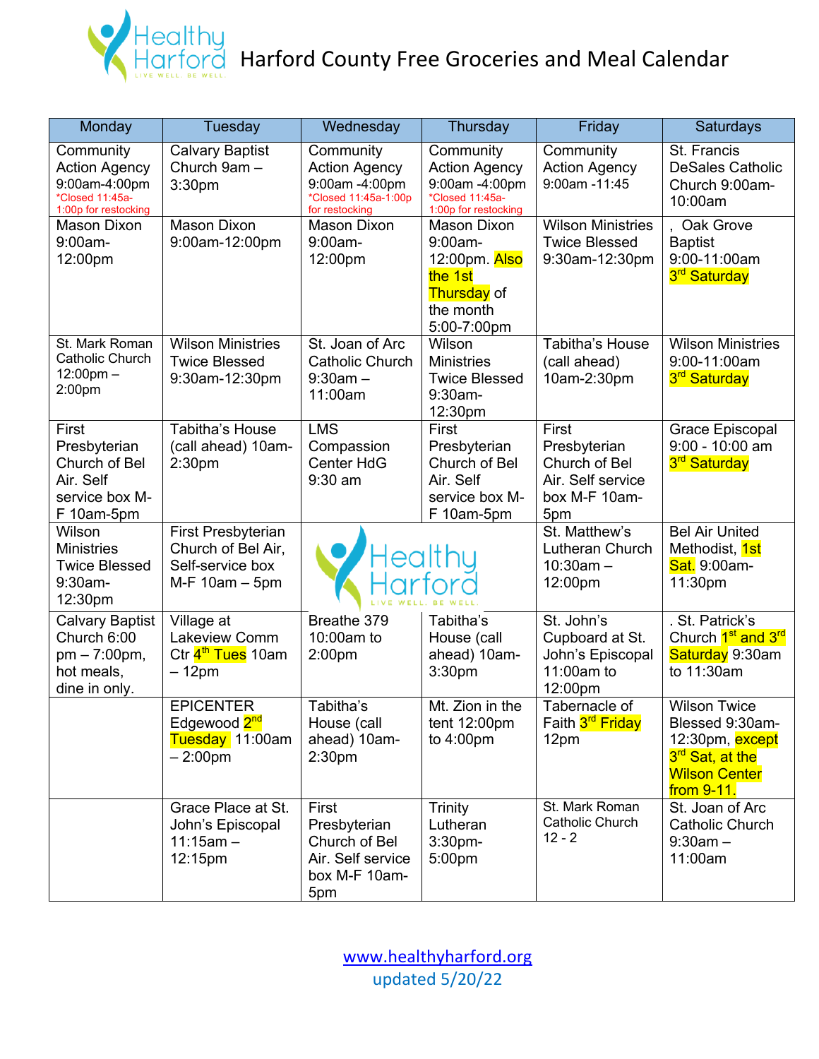# Harford County Free Groceries and Meal Calendar

| Monday | Tuesday | Wednesday | Thursday | Friday | Saturdays |
|---|---|---|---|---|---|
| Community Action Agency 9:00am-4:00pm *Closed 11:45a-1:00p for restocking | Calvary Baptist Church 9am – 3:30pm | Community Action Agency 9:00am -4:00pm *Closed 11:45a-1:00p for restocking | Community Action Agency 9:00am -4:00pm *Closed 11:45a-1:00p for restocking | Community Action Agency 9:00am -11:45 | St. Francis DeSales Catholic Church 9:00am-10:00am |
| Mason Dixon 9:00am-12:00pm | Mason Dixon 9:00am-12:00pm | Mason Dixon 9:00am-12:00pm | Mason Dixon 9:00am-12:00pm. Also the 1st Thursday of the month 5:00-7:00pm | Wilson Ministries Twice Blessed 9:30am-12:30pm | , Oak Grove Baptist 9:00-11:00am 3rd Saturday |
| St. Mark Roman Catholic Church 12:00pm – 2:00pm | Wilson Ministries Twice Blessed 9:30am-12:30pm | St. Joan of Arc Catholic Church 9:30am – 11:00am | Wilson Ministries Twice Blessed 9:30am-12:30pm | Tabitha's House (call ahead) 10am-2:30pm | Wilson Ministries 9:00-11:00am 3rd Saturday |
| First Presbyterian Church of Bel Air. Self service box M-F 10am-5pm | Tabitha's House (call ahead) 10am-2:30pm | LMS Compassion Center HdG 9:30 am | First Presbyterian Church of Bel Air. Self service box M-F 10am-5pm | First Presbyterian Church of Bel Air. Self service box M-F 10am-5pm | Grace Episcopal 9:00 - 10:00 am 3rd Saturday |
| Wilson Ministries Twice Blessed 9:30am-12:30pm | First Presbyterian Church of Bel Air, Self-service box M-F 10am – 5pm | | | St. Matthew's Lutheran Church 10:30am – 12:00pm | Bel Air United Methodist, 1st Sat. 9:00am-11:30pm |
| Calvary Baptist Church 6:00 pm – 7:00pm, hot meals, dine in only. | Village at Lakeview Comm Ctr 4th Tues 10am – 12pm | Breathe 379 10:00am to 2:00pm | Tabitha's House (call ahead) 10am-3:30pm | St. John's Cupboard at St. John's Episcopal 11:00am to 12:00pm | . St. Patrick's Church 1st and 3rd Saturday 9:30am to 11:30am |
| | EPICENTER Edgewood 2nd Tuesday 11:00am – 2:00pm | Tabitha's House (call ahead) 10am-2:30pm | Mt. Zion in the tent 12:00pm to 4:00pm | Tabernacle of Faith 3rd Friday 12pm | Wilson Twice Blessed 9:30am-12:30pm, except 3rd Sat, at the Wilson Center from 9-11. |
| | Grace Place at St. John's Episcopal 11:15am – 12:15pm | First Presbyterian Church of Bel Air. Self service box M-F 10am-5pm | Trinity Lutheran 3:30pm-5:00pm | St. Mark Roman Catholic Church 12 - 2 | St. Joan of Arc Catholic Church 9:30am – 11:00am |

www.healthyharford.org

updated 5/20/22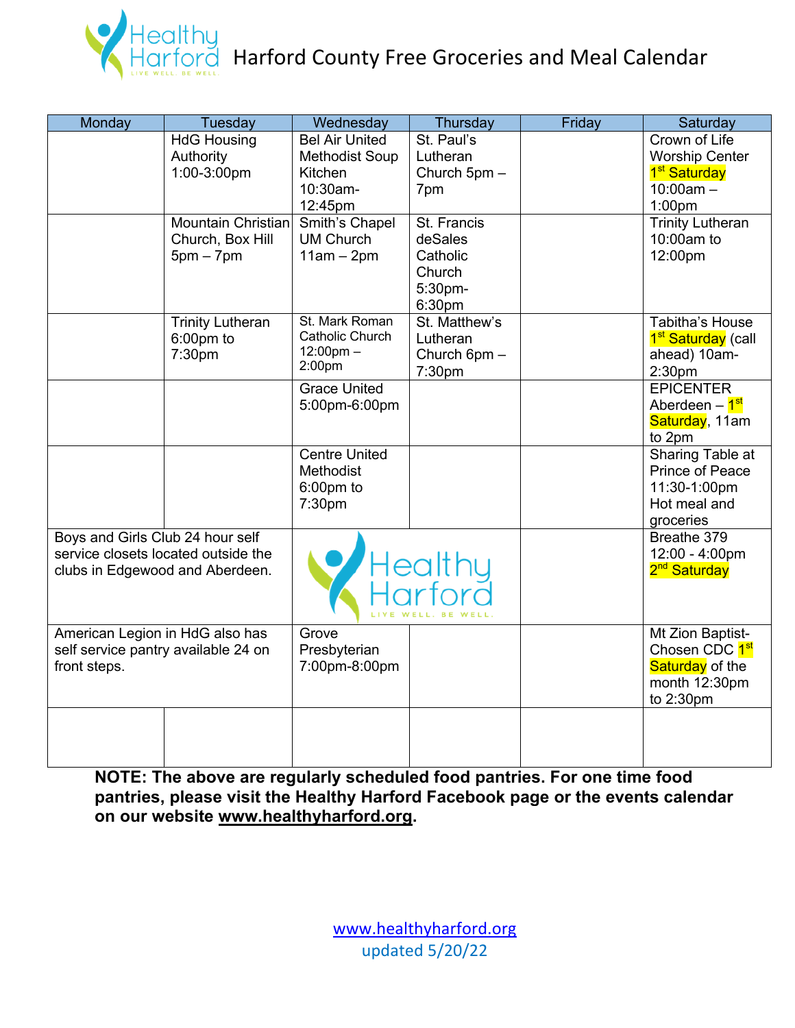# Harford County Free Groceries and Meal Calendar

| Monday | Tuesday | Wednesday | Thursday | Friday | Saturday |
|---|---|---|---|---|---|
| | HdG Housing Authority 1:00-3:00pm | Bel Air United Methodist Soup Kitchen 10:30am-12:45pm | St. Paul's Lutheran Church 5pm – 7pm | | Crown of Life Worship Center 1st Saturday 10:00am – 1:00pm |
| | Mountain Christian Church, Box Hill 5pm – 7pm | Smith's Chapel UM Church 11am – 2pm | St. Francis deSales Catholic Church 5:30pm-6:30pm | | Trinity Lutheran 10:00am to 12:00pm |
| | Trinity Lutheran 6:00pm to 7:30pm | St. Mark Roman Catholic Church 12:00pm – 2:00pm | St. Matthew's Lutheran Church 6pm – 7:30pm | | Tabitha's House 1st Saturday (call ahead) 10am-2:30pm |
| | | Grace United 5:00pm-6:00pm | | | EPICENTER Aberdeen – 1st Saturday, 11am to 2pm |
| | | Centre United Methodist 6:00pm to 7:30pm | | | Sharing Table at Prince of Peace 11:30-1:00pm Hot meal and groceries |
| Boys and Girls Club 24 hour self service closets located outside the clubs in Edgewood and Aberdeen. | | | | | Breathe 379 12:00 - 4:00pm 2nd Saturday |
| American Legion in HdG also has self service pantry available 24 on front steps. | | Grove Presbyterian 7:00pm-8:00pm | | | Mt Zion Baptist-Chosen CDC 1st Saturday of the month 12:30pm to 2:30pm |
| | | | | | |

**NOTE: The above are regularly scheduled food pantries. For one time food pantries, please visit the Healthy Harford Facebook page or the events calendar on our website www.healthyharford.org.**

www.healthyharford.org
updated 5/20/22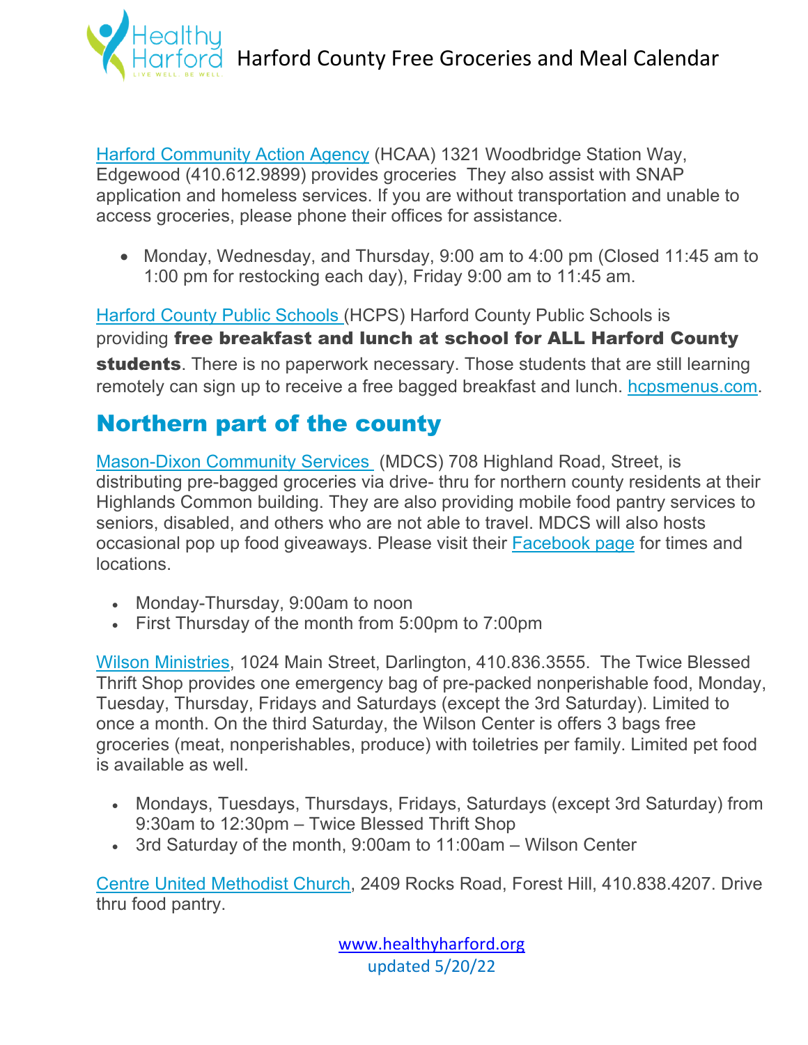[Harford Community Action Agency](#) (HCAA) 1321 Woodbridge Station Way, Edgewood (410.612.9899) provides groceries They also assist with SNAP application and homeless services. If you are without transportation and unable to access groceries, please phone their offices for assistance.

- Monday, Wednesday, and Thursday, 9:00 am to 4:00 pm (Closed 11:45 am to 1:00 pm for restocking each day), Friday 9:00 am to 11:45 am.

[Harford County Public Schools](#) (HCPS) Harford County Public Schools is providing **free breakfast and lunch at school for ALL Harford County students**. There is no paperwork necessary. Those students that are still learning remotely can sign up to receive a free bagged breakfast and lunch. [hcpsmenus.com](#).

## Northern part of the county

[Mason-Dixon Community Services](#) (MDCS) 708 Highland Road, Street, is distributing pre-bagged groceries via drive- thru for northern county residents at their Highlands Common building. They are also providing mobile food pantry services to seniors, disabled, and others who are not able to travel. MDCS will also hosts occasional pop up food giveaways. Please visit their [Facebook page](#) for times and locations.

- Monday-Thursday, 9:00am to noon
- First Thursday of the month from 5:00pm to 7:00pm

[Wilson Ministries](#), 1024 Main Street, Darlington, 410.836.3555. The Twice Blessed Thrift Shop provides one emergency bag of pre-packed nonperishable food, Monday, Tuesday, Thursday, Fridays and Saturdays (except the 3rd Saturday). Limited to once a month. On the third Saturday, the Wilson Center is offers 3 bags free groceries (meat, nonperishables, produce) with toiletries per family. Limited pet food is available as well.

- Mondays, Tuesdays, Thursdays, Fridays, Saturdays (except 3rd Saturday) from 9:30am to 12:30pm – Twice Blessed Thrift Shop
- 3rd Saturday of the month, 9:00am to 11:00am – Wilson Center

[Centre United Methodist Church](#), 2409 Rocks Road, Forest Hill, 410.838.4207. Drive thru food pantry.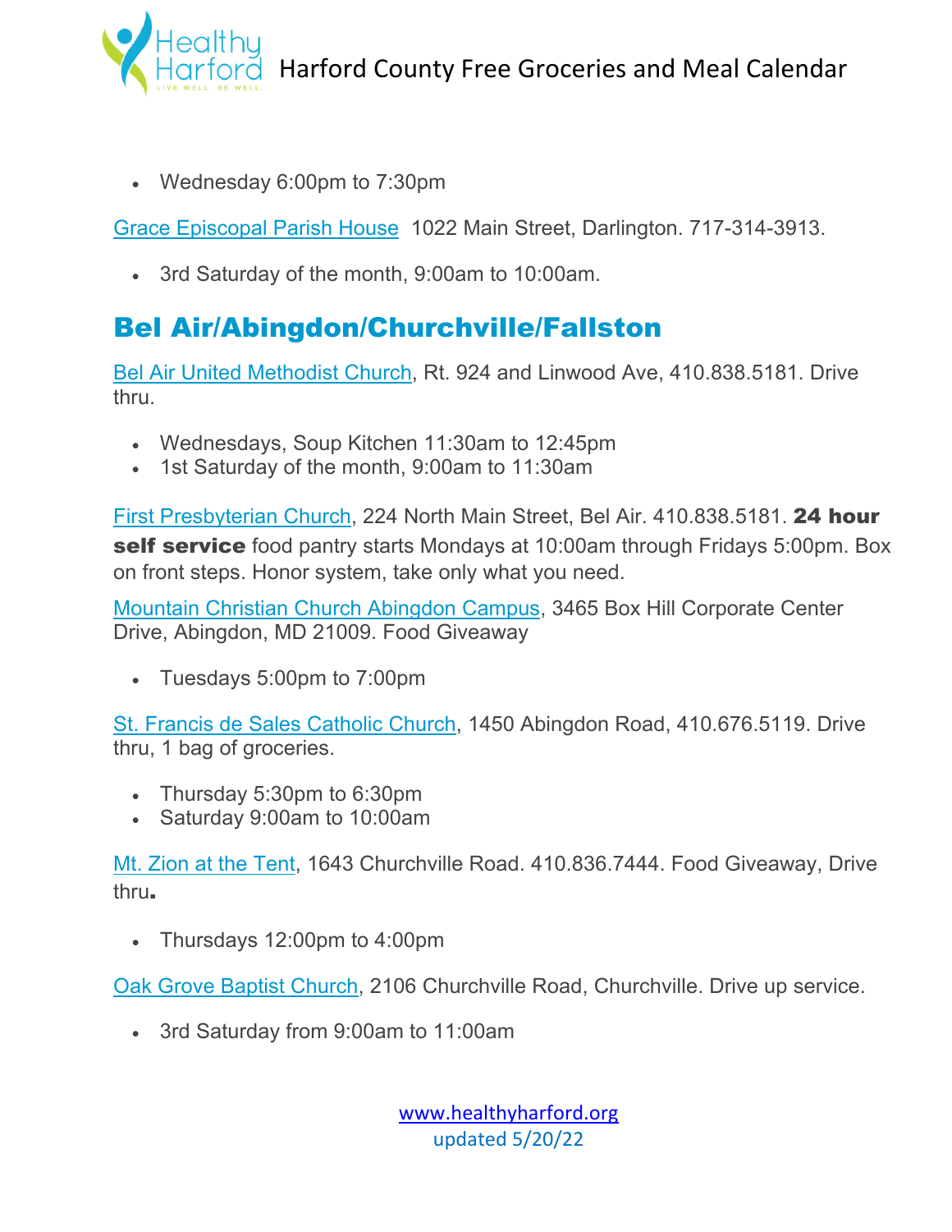- Wednesday 6:00pm to 7:30pm

Grace Episcopal Parish House 1022 Main Street, Darlington. 717-314-3913.

- 3rd Saturday of the month, 9:00am to 10:00am.

## Bel Air/Abingdon/Churchville/Fallston

Bel Air United Methodist Church, Rt. 924 and Linwood Ave, 410.838.5181. Drive thru.

- Wednesdays, Soup Kitchen 11:30am to 12:45pm
- 1st Saturday of the month, 9:00am to 11:30am

First Presbyterian Church, 224 North Main Street, Bel Air. 410.838.5181. **24 hour self service** food pantry starts Mondays at 10:00am through Fridays 5:00pm. Box on front steps. Honor system, take only what you need.

Mountain Christian Church Abingdon Campus, 3465 Box Hill Corporate Center Drive, Abingdon, MD 21009. Food Giveaway

- Tuesdays 5:00pm to 7:00pm

St. Francis de Sales Catholic Church, 1450 Abingdon Road, 410.676.5119. Drive thru, 1 bag of groceries.

- Thursday 5:30pm to 6:30pm
- Saturday 9:00am to 10:00am

Mt. Zion at the Tent, 1643 Churchville Road. 410.836.7444. Food Giveaway, Drive thru.

- Thursdays 12:00pm to 4:00pm

Oak Grove Baptist Church, 2106 Churchville Road, Churchville. Drive up service.

- 3rd Saturday from 9:00am to 11:00am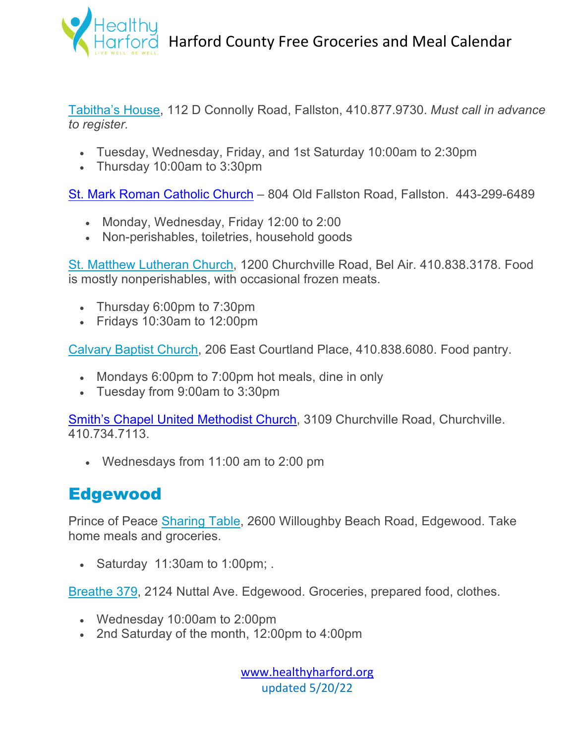Tabitha's House, 112 D Connolly Road, Fallston, 410.877.9730. *Must call in advance to register.*

- Tuesday, Wednesday, Friday, and 1st Saturday 10:00am to 2:30pm
- Thursday 10:00am to 3:30pm

St. Mark Roman Catholic Church – 804 Old Fallston Road, Fallston. 443-299-6489

- Monday, Wednesday, Friday 12:00 to 2:00
- Non-perishables, toiletries, household goods

St. Matthew Lutheran Church, 1200 Churchville Road, Bel Air. 410.838.3178. Food is mostly nonperishables, with occasional frozen meats.

- Thursday 6:00pm to 7:30pm
- Fridays 10:30am to 12:00pm

Calvary Baptist Church, 206 East Courtland Place, 410.838.6080. Food pantry.

- Mondays 6:00pm to 7:00pm hot meals, dine in only
- Tuesday from 9:00am to 3:30pm

Smith's Chapel United Methodist Church, 3109 Churchville Road, Churchville. 410.734.7113.

- Wednesdays from 11:00 am to 2:00 pm

## Edgewood

Prince of Peace Sharing Table, 2600 Willoughby Beach Road, Edgewood. Take home meals and groceries.

- Saturday 11:30am to 1:00pm; .

Breathe 379, 2124 Nuttal Ave. Edgewood. Groceries, prepared food, clothes.

- Wednesday 10:00am to 2:00pm
- 2nd Saturday of the month, 12:00pm to 4:00pm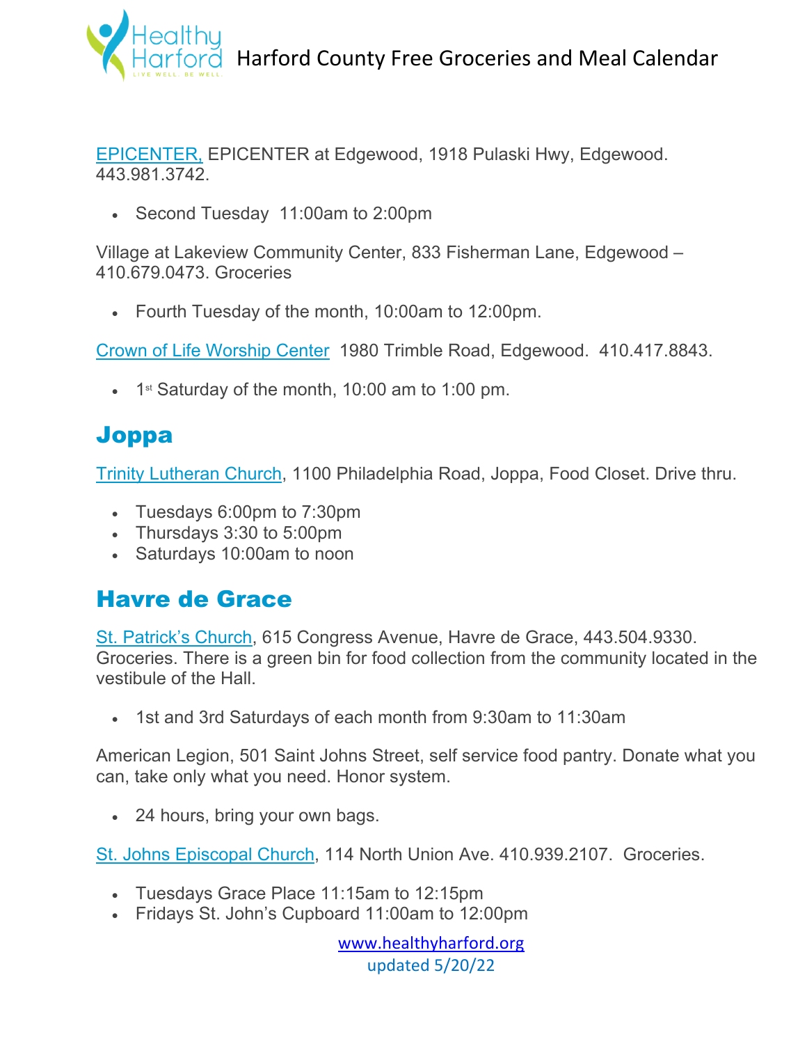EPICENTER, EPICENTER at Edgewood, 1918 Pulaski Hwy, Edgewood. 443.981.3742.

- Second Tuesday 11:00am to 2:00pm

Village at Lakeview Community Center, 833 Fisherman Lane, Edgewood – 410.679.0473. Groceries

- Fourth Tuesday of the month, 10:00am to 12:00pm.

Crown of Life Worship Center 1980 Trimble Road, Edgewood. 410.417.8843.

- 1st Saturday of the month, 10:00 am to 1:00 pm.

## Joppa

Trinity Lutheran Church, 1100 Philadelphia Road, Joppa, Food Closet. Drive thru.

- Tuesdays 6:00pm to 7:30pm
- Thursdays 3:30 to 5:00pm
- Saturdays 10:00am to noon

## Havre de Grace

St. Patrick's Church, 615 Congress Avenue, Havre de Grace, 443.504.9330. Groceries. There is a green bin for food collection from the community located in the vestibule of the Hall.

- 1st and 3rd Saturdays of each month from 9:30am to 11:30am

American Legion, 501 Saint Johns Street, self service food pantry. Donate what you can, take only what you need. Honor system.

- 24 hours, bring your own bags.

St. Johns Episcopal Church, 114 North Union Ave. 410.939.2107. Groceries.

- Tuesdays Grace Place 11:15am to 12:15pm
- Fridays St. John's Cupboard 11:00am to 12:00pm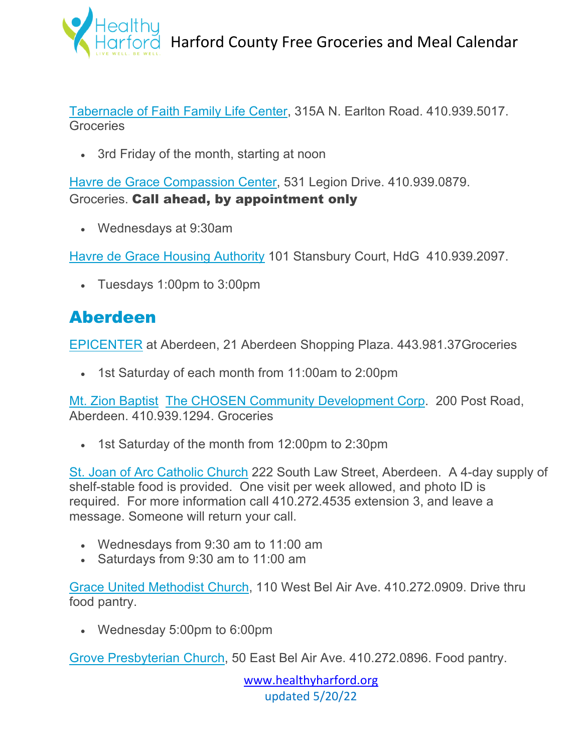Tabernacle of Faith Family Life Center, 315A N. Earlton Road. 410.939.5017. Groceries

- 3rd Friday of the month, starting at noon

Havre de Grace Compassion Center, 531 Legion Drive. 410.939.0879. Groceries. **Call ahead, by appointment only**

- Wednesdays at 9:30am

Havre de Grace Housing Authority 101 Stansbury Court, HdG 410.939.2097.

- Tuesdays 1:00pm to 3:00pm

## Aberdeen

EPICENTER at Aberdeen, 21 Aberdeen Shopping Plaza. 443.981.37Groceries

- 1st Saturday of each month from 11:00am to 2:00pm

Mt. Zion Baptist The CHOSEN Community Development Corp. 200 Post Road, Aberdeen. 410.939.1294. Groceries

- 1st Saturday of the month from 12:00pm to 2:30pm

St. Joan of Arc Catholic Church 222 South Law Street, Aberdeen. A 4-day supply of shelf-stable food is provided. One visit per week allowed, and photo ID is required. For more information call 410.272.4535 extension 3, and leave a message. Someone will return your call.

- Wednesdays from 9:30 am to 11:00 am
- Saturdays from 9:30 am to 11:00 am

Grace United Methodist Church, 110 West Bel Air Ave. 410.272.0909. Drive thru food pantry.

- Wednesday 5:00pm to 6:00pm

Grove Presbyterian Church, 50 East Bel Air Ave. 410.272.0896. Food pantry.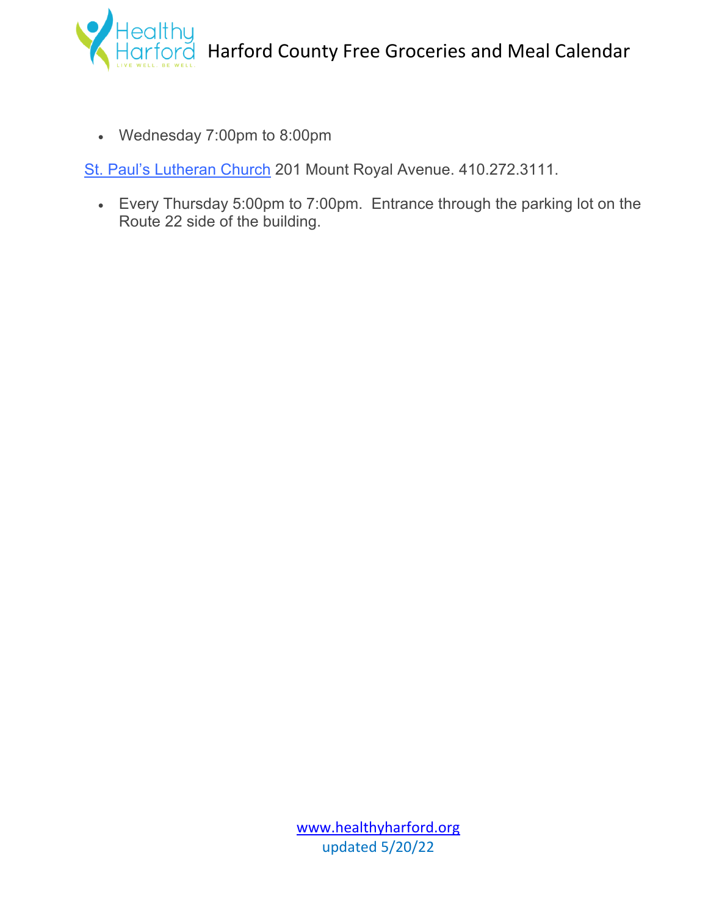- Wednesday 7:00pm to 8:00pm

St. Paul's Lutheran Church 201 Mount Royal Avenue. 410.272.3111.

- Every Thursday 5:00pm to 7:00pm. Entrance through the parking lot on the Route 22 side of the building.